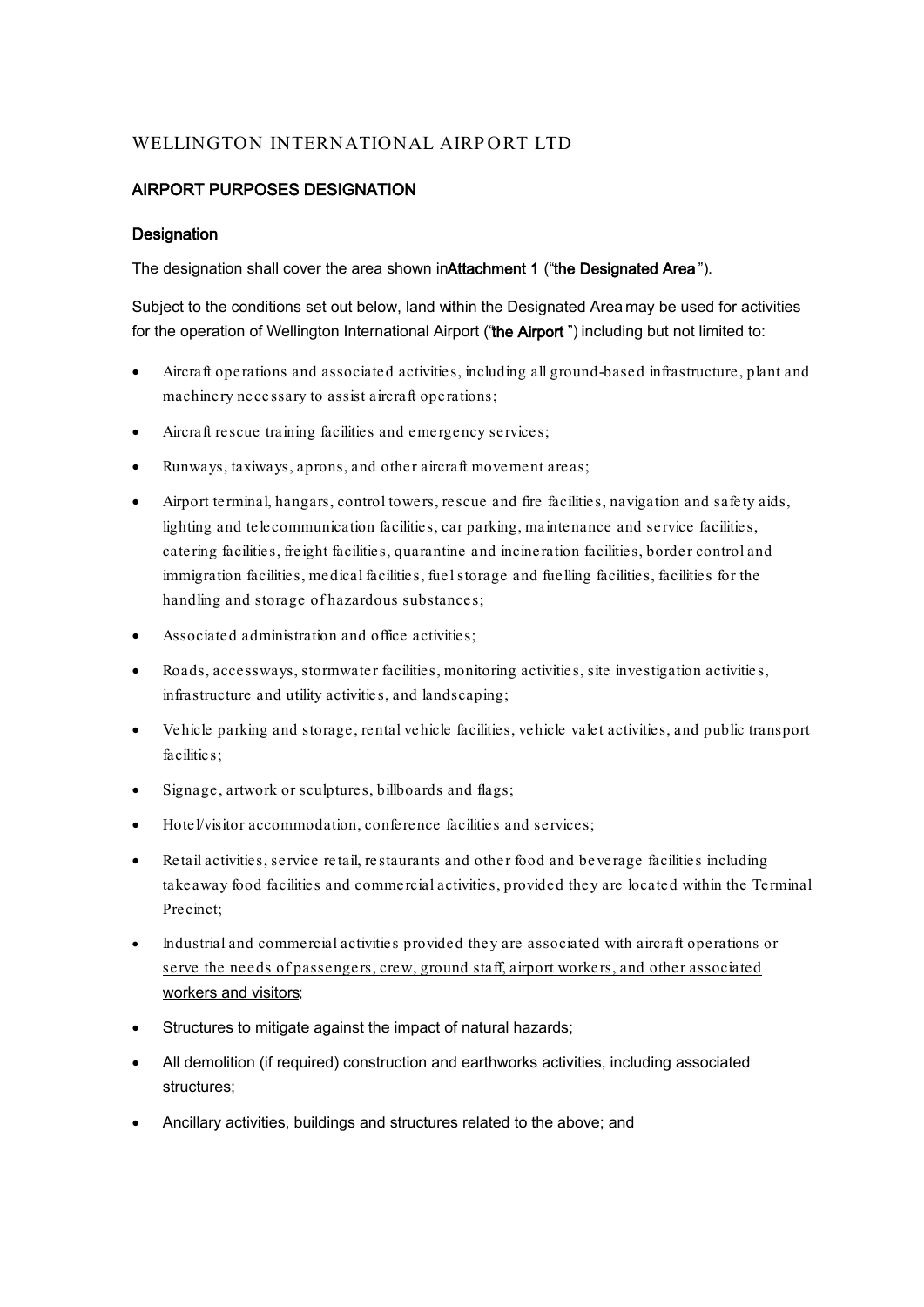WELLINGTON INTERNATIONAL AIRPORT LTD

## AIRPORT PURPOSES DESIGNATION

### Designation

The designation shall cover the area shown in **Attachment 1** ("**the Designated Area**").

Subject to the conditions set out below, land within the Designated Area may be used for activities for the operation of Wellington International Airport ("**the Airport**") including but not limited to:

- Aircraft operations and associated activities, including all ground-based infrastructure, plant and machinery necessary to assist aircraft operations;
- Aircraft rescue training facilities and emergency services;
- Runways, taxiways, aprons, and other aircraft movement areas;
- Airport terminal, hangars, control towers, rescue and fire facilities, navigation and safety aids, lighting and telecommunication facilities, car parking, maintenance and service facilities, catering facilities, freight facilities, quarantine and incineration facilities, border control and immigration facilities, medical facilities, fuel storage and fuelling facilities, facilities for the handling and storage of hazardous substances;
- Associated administration and office activities;
- Roads, accessways, stormwater facilities, monitoring activities, site investigation activities, infrastructure and utility activities, and landscaping;
- Vehicle parking and storage, rental vehicle facilities, vehicle valet activities, and public transport facilities;
- Signage, artwork or sculptures, billboards and flags;
- Hotel/visitor accommodation, conference facilities and services;
- Retail activities, service retail, restaurants and other food and beverage facilities including takeaway food facilities and commercial activities, provided they are located within the Terminal Precinct;
- Industrial and commercial activities provided they are associated with aircraft operations or <u>serve the needs of passengers, crew, ground staff, airport workers, and other associated workers and visitors</u>;
- Structures to mitigate against the impact of natural hazards;
- All demolition (if required) construction and earthworks activities, including associated structures;
- Ancillary activities, buildings and structures related to the above; and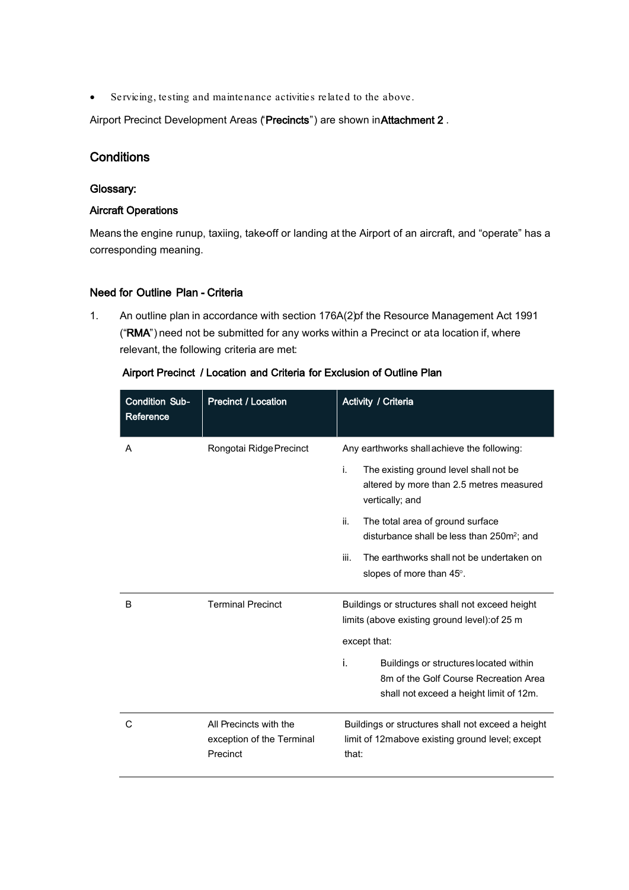- Servicing, testing and maintenance activities related to the above.

Airport Precinct Development Areas ("**Precincts**") are shown in **Attachment 2** .

## Conditions

### Glossary:

#### Aircraft Operations

Means the engine runup, taxiing, take-off or landing at the Airport of an aircraft, and "operate" has a corresponding meaning.

### Need for Outline Plan - Criteria

1. An outline plan in accordance with section 176A(2) of the Resource Management Act 1991 ("**RMA**") need not be submitted for any works within a Precinct or at a location if, where relevant, the following criteria are met:

**Airport Precinct / Location and Criteria for Exclusion of Outline Plan**

| Condition Sub-Reference | Precinct / Location | Activity / Criteria |
|---|---|---|
| A | Rongotai Ridge Precinct | Any earthworks shall achieve the following:<br>i. The existing ground level shall not be altered by more than 2.5 metres measured vertically; and<br>ii. The total area of ground surface disturbance shall be less than 250m²; and<br>iii. The earthworks shall not be undertaken on slopes of more than 45°. |
| B | Terminal Precinct | Buildings or structures shall not exceed height limits (above existing ground level): of 25 m<br>except that:<br>i. Buildings or structures located within 8m of the Golf Course Recreation Area shall not exceed a height limit of 12m. |
| C | All Precincts with the exception of the Terminal Precinct | Buildings or structures shall not exceed a height limit of 12m above existing ground level; except that: |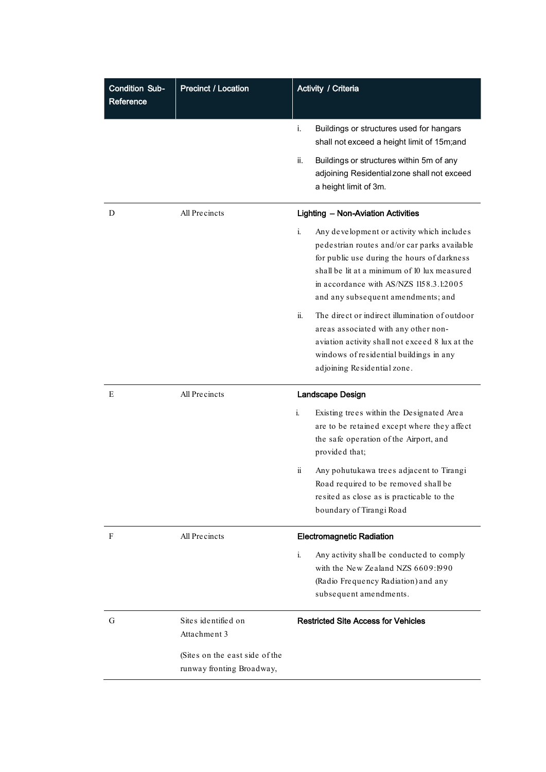| Condition Sub-Reference | Precinct / Location | Activity / Criteria |
|---|---|---|
| | | i. Buildings or structures used for hangars shall not exceed a height limit of 15m;and<br><br>ii. Buildings or structures within 5m of any adjoining Residential zone shall not exceed a height limit of 3m. |
| D | All Precincts | **Lighting – Non-Aviation Activities**<br><br>i. Any development or activity which includes pedestrian routes and/or car parks available for public use during the hours of darkness shall be lit at a minimum of 10 lux measured in accordance with AS/NZS 1158.3.1:2005 and any subsequent amendments; and<br><br>ii. The direct or indirect illumination of outdoor areas associated with any other non-aviation activity shall not exceed 8 lux at the windows of residential buildings in any adjoining Residential zone. |
| E | All Precincts | **Landscape Design**<br><br>i. Existing trees within the Designated Area are to be retained except where they affect the safe operation of the Airport, and provided that;<br><br>ii Any pohutukawa trees adjacent to Tirangi Road required to be removed shall be resited as close as is practicable to the boundary of Tirangi Road |
| F | All Precincts | **Electromagnetic Radiation**<br><br>i. Any activity shall be conducted to comply with the New Zealand NZS 6609:1990 (Radio Frequency Radiation) and any subsequent amendments. |
| G | Sites identified on Attachment 3<br><br>(Sites on the east side of the runway fronting Broadway, | **Restricted Site Access for Vehicles** |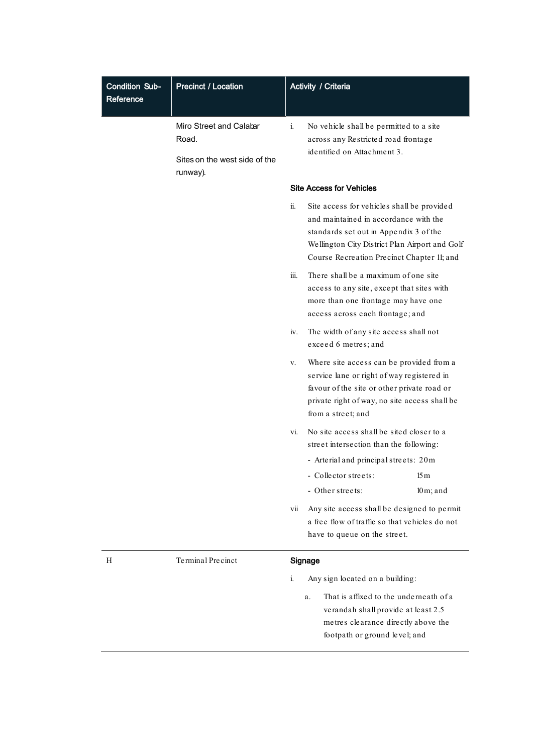| Condition Sub-Reference | Precinct / Location | Activity / Criteria |
|---|---|---|
| | Miro Street and Calabar Road.<br><br>Sites on the west side of the runway). | i. No vehicle shall be permitted to a site across any Restricted road frontage identified on Attachment 3.<br><br>**Site Access for Vehicles**<br><br>ii. Site access for vehicles shall be provided and maintained in accordance with the standards set out in Appendix 3 of the Wellington City District Plan Airport and Golf Course Recreation Precinct Chapter 11; and<br><br>iii. There shall be a maximum of one site access to any site, except that sites with more than one frontage may have one access across each frontage; and<br><br>iv. The width of any site access shall not exceed 6 metres; and<br><br>v. Where site access can be provided from a service lane or right of way registered in favour of the site or other private road or private right of way, no site access shall be from a street; and<br><br>vi. No site access shall be sited closer to a street intersection than the following:<br>- Arterial and principal streets: 20m<br>- Collector streets: 15m<br>- Other streets: 10m; and<br><br>vii Any site access shall be designed to permit a free flow of traffic so that vehicles do not have to queue on the street. |
| H | Terminal Precinct | **Signage**<br><br>i. Any sign located on a building:<br><br>a. That is affixed to the underneath of a verandah shall provide at least 2.5 metres clearance directly above the footpath or ground level; and |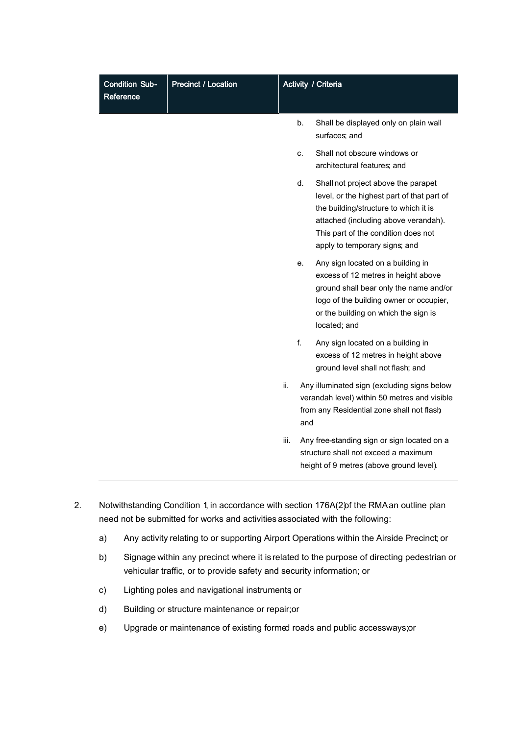| Condition Sub-Reference | Precinct / Location | Activity / Criteria |
|---|---|---|
| | | b. Shall be displayed only on plain wall surfaces; and<br>c. Shall not obscure windows or architectural features; and<br>d. Shall not project above the parapet level, or the highest part of that part of the building/structure to which it is attached (including above verandah). This part of the condition does not apply to temporary signs; and<br>e. Any sign located on a building in excess of 12 metres in height above ground shall bear only the name and/or logo of the building owner or occupier, or the building on which the sign is located; and<br>f. Any sign located on a building in excess of 12 metres in height above ground level shall not flash; and<br>ii. Any illuminated sign (excluding signs below verandah level) within 50 metres and visible from any Residential zone shall not flash; and<br>iii. Any free-standing sign or sign located on a structure shall not exceed a maximum height of 9 metres (above ground level). |

2. Notwithstanding Condition 1, in accordance with section 176A(2) of the RMA an outline plan need not be submitted for works and activities associated with the following:

   a) Any activity relating to or supporting Airport Operations within the Airside Precinct; or

   b) Signage within any precinct where it is related to the purpose of directing pedestrian or vehicular traffic, or to provide safety and security information; or

   c) Lighting poles and navigational instruments; or

   d) Building or structure maintenance or repair; or

   e) Upgrade or maintenance of existing formed roads and public accessways; or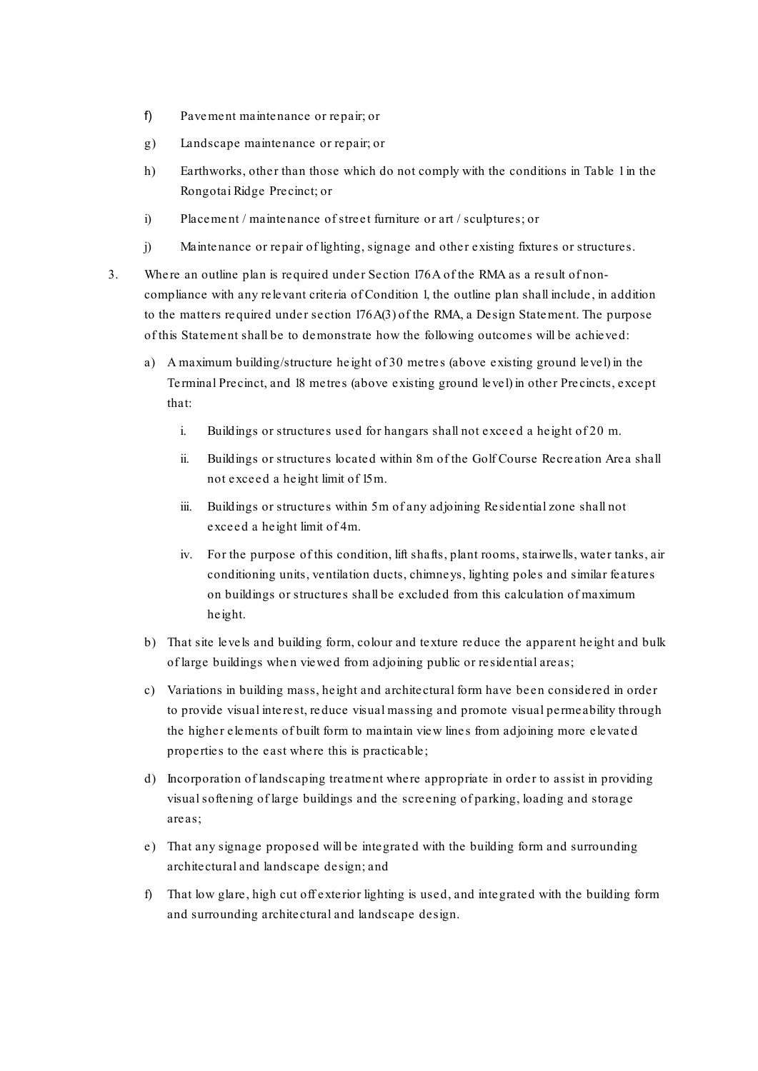f) Pavement maintenance or repair; or

g) Landscape maintenance or repair; or

h) Earthworks, other than those which do not comply with the conditions in Table 1 in the Rongotai Ridge Precinct; or

i) Placement / maintenance of street furniture or art / sculptures; or

j) Maintenance or repair of lighting, signage and other existing fixtures or structures.

3. Where an outline plan is required under Section 176A of the RMA as a result of non-compliance with any relevant criteria of Condition 1, the outline plan shall include, in addition to the matters required under section 176A(3) of the RMA, a Design Statement. The purpose of this Statement shall be to demonstrate how the following outcomes will be achieved:

   a) A maximum building/structure height of 30 metres (above existing ground level) in the Terminal Precinct, and 18 metres (above existing ground level) in other Precincts, except that:

      i. Buildings or structures used for hangars shall not exceed a height of 20 m.

      ii. Buildings or structures located within 8m of the Golf Course Recreation Area shall not exceed a height limit of 15m.

      iii. Buildings or structures within 5m of any adjoining Residential zone shall not exceed a height limit of 4m.

      iv. For the purpose of this condition, lift shafts, plant rooms, stairwells, water tanks, air conditioning units, ventilation ducts, chimneys, lighting poles and similar features on buildings or structures shall be excluded from this calculation of maximum height.

   b) That site levels and building form, colour and texture reduce the apparent height and bulk of large buildings when viewed from adjoining public or residential areas;

   c) Variations in building mass, height and architectural form have been considered in order to provide visual interest, reduce visual massing and promote visual permeability through the higher elements of built form to maintain view lines from adjoining more elevated properties to the east where this is practicable;

   d) Incorporation of landscaping treatment where appropriate in order to assist in providing visual softening of large buildings and the screening of parking, loading and storage areas;

   e) That any signage proposed will be integrated with the building form and surrounding architectural and landscape design; and

   f) That low glare, high cut off exterior lighting is used, and integrated with the building form and surrounding architectural and landscape design.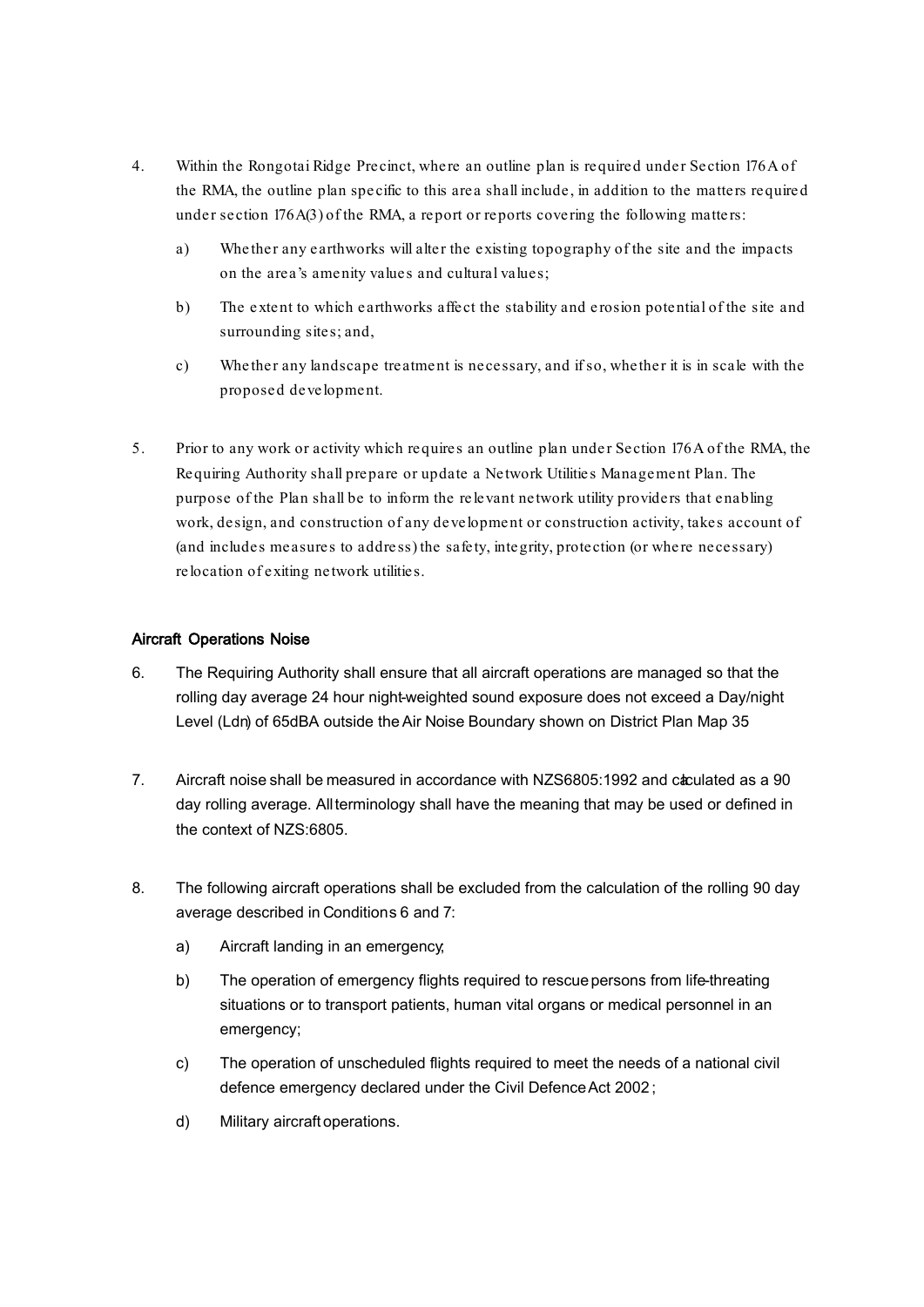4. Within the Rongotai Ridge Precinct, where an outline plan is required under Section 176A of the RMA, the outline plan specific to this area shall include, in addition to the matters required under section 176A(3) of the RMA, a report or reports covering the following matters:

   a) Whether any earthworks will alter the existing topography of the site and the impacts on the area's amenity values and cultural values;

   b) The extent to which earthworks affect the stability and erosion potential of the site and surrounding sites; and,

   c) Whether any landscape treatment is necessary, and if so, whether it is in scale with the proposed development.

5. Prior to any work or activity which requires an outline plan under Section 176A of the RMA, the Requiring Authority shall prepare or update a Network Utilities Management Plan. The purpose of the Plan shall be to inform the relevant network utility providers that enabling work, design, and construction of any development or construction activity, takes account of (and includes measures to address) the safety, integrity, protection (or where necessary) relocation of exiting network utilities.

### Aircraft Operations Noise

6. The Requiring Authority shall ensure that all aircraft operations are managed so that the rolling day average 24 hour night-weighted sound exposure does not exceed a Day/night Level (Ldn) of 65dBA outside the Air Noise Boundary shown on District Plan Map 35

7. Aircraft noise shall be measured in accordance with NZS6805:1992 and calculated as a 90 day rolling average. All terminology shall have the meaning that may be used or defined in the context of NZS:6805.

8. The following aircraft operations shall be excluded from the calculation of the rolling 90 day average described in Conditions 6 and 7:

   a) Aircraft landing in an emergency;

   b) The operation of emergency flights required to rescue persons from life-threating situations or to transport patients, human vital organs or medical personnel in an emergency;

   c) The operation of unscheduled flights required to meet the needs of a national civil defence emergency declared under the Civil Defence Act 2002;

   d) Military aircraft operations.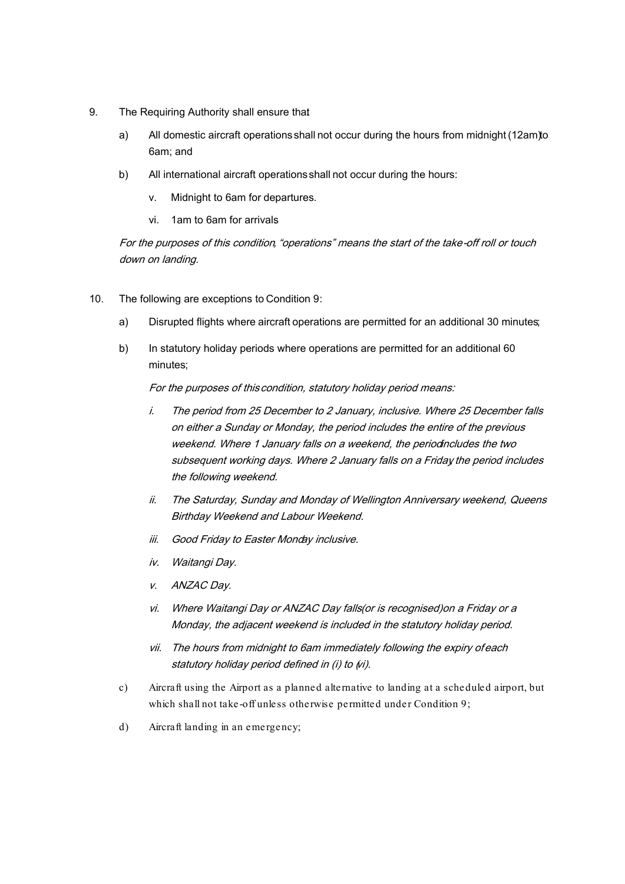9. The Requiring Authority shall ensure that:

   a) All domestic aircraft operations shall not occur during the hours from midnight (12am) to 6am; and

   b) All international aircraft operations shall not occur during the hours:

      v. Midnight to 6am for departures.

      vi. 1am to 6am for arrivals

   *For the purposes of this condition, "operations" means the start of the take-off roll or touch down on landing.*

10. The following are exceptions to Condition 9:

    a) Disrupted flights where aircraft operations are permitted for an additional 30 minutes;

    b) In statutory holiday periods where operations are permitted for an additional 60 minutes;

       *For the purposes of this condition, statutory holiday period means:*

       *i. The period from 25 December to 2 January, inclusive. Where 25 December falls on either a Sunday or Monday, the period includes the entire of the previous weekend. Where 1 January falls on a weekend, the period includes the two subsequent working days. Where 2 January falls on a Friday, the period includes the following weekend.*

       *ii. The Saturday, Sunday and Monday of Wellington Anniversary weekend, Queens Birthday Weekend and Labour Weekend.*

       *iii. Good Friday to Easter Monday inclusive.*

       *iv. Waitangi Day.*

       *v. ANZAC Day.*

       *vi. Where Waitangi Day or ANZAC Day falls (or is recognised) on a Friday or a Monday, the adjacent weekend is included in the statutory holiday period.*

       *vii. The hours from midnight to 6am immediately following the expiry of each statutory holiday period defined in (i) to (vi).*

    c) Aircraft using the Airport as a planned alternative to landing at a scheduled airport, but which shall not take-off unless otherwise permitted under Condition 9;

    d) Aircraft landing in an emergency;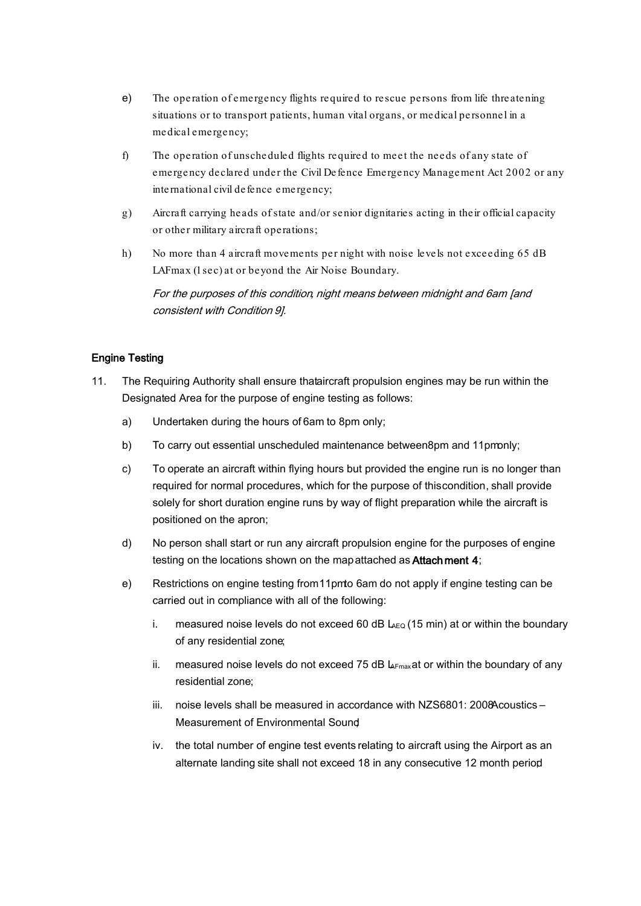e) The operation of emergency flights required to rescue persons from life threatening situations or to transport patients, human vital organs, or medical personnel in a medical emergency;

f) The operation of unscheduled flights required to meet the needs of any state of emergency declared under the Civil Defence Emergency Management Act 2002 or any international civil defence emergency;

g) Aircraft carrying heads of state and/or senior dignitaries acting in their official capacity or other military aircraft operations;

h) No more than 4 aircraft movements per night with noise levels not exceeding 65 dB LAFmax (1 sec) at or beyond the Air Noise Boundary.

*For the purposes of this condition, night means between midnight and 6am [and consistent with Condition 9].*

## Engine Testing

11. The Requiring Authority shall ensure that aircraft propulsion engines may be run within the Designated Area for the purpose of engine testing as follows:

    a) Undertaken during the hours of 6am to 8pm only;

    b) To carry out essential unscheduled maintenance between 8pm and 11pm only;

    c) To operate an aircraft within flying hours but provided the engine run is no longer than required for normal procedures, which for the purpose of this condition, shall provide solely for short duration engine runs by way of flight preparation while the aircraft is positioned on the apron;

    d) No person shall start or run any aircraft propulsion engine for the purposes of engine testing on the locations shown on the map attached as **Attachment 4**;

    e) Restrictions on engine testing from 11pm to 6am do not apply if engine testing can be carried out in compliance with all of the following:

        i. measured noise levels do not exceed 60 dB $L_{AEQ}$ (15 min) at or within the boundary of any residential zone;

        ii. measured noise levels do not exceed 75 dB $L_{AFmax}$ at or within the boundary of any residential zone;

        iii. noise levels shall be measured in accordance with NZS6801: 2008 Acoustics – Measurement of Environmental Sound;

        iv. the total number of engine test events relating to aircraft using the Airport as an alternate landing site shall not exceed 18 in any consecutive 12 month period;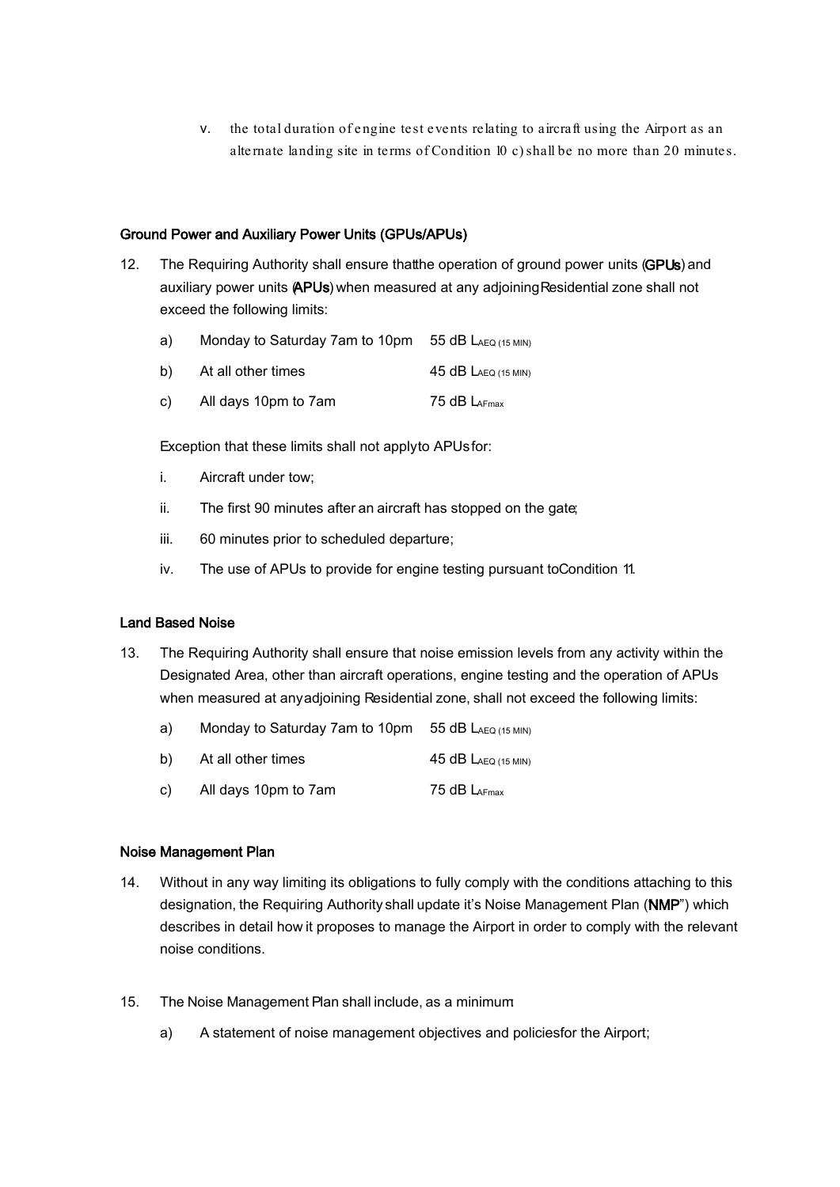v. the total duration of engine test events relating to aircraft using the Airport as an alternate landing site in terms of Condition 10 c) shall be no more than 20 minutes.

### Ground Power and Auxiliary Power Units (GPUs/APUs)

12. The Requiring Authority shall ensure that the operation of ground power units (**GPUs**) and auxiliary power units (**APUs**) when measured at any adjoining Residential zone shall not exceed the following limits:

    a) Monday to Saturday 7am to 10pm 55 dB $L_{AEQ\ (15\ MIN)}$

    b) At all other times 45 dB $L_{AEQ\ (15\ MIN)}$

    c) All days 10pm to 7am 75 dB $L_{AFmax}$

    Exception that these limits shall not apply to APUs for:

    i. Aircraft under tow;

    ii. The first 90 minutes after an aircraft has stopped on the gate;

    iii. 60 minutes prior to scheduled departure;

    iv. The use of APUs to provide for engine testing pursuant to Condition 11.

### Land Based Noise

13. The Requiring Authority shall ensure that noise emission levels from any activity within the Designated Area, other than aircraft operations, engine testing and the operation of APUs when measured at any adjoining Residential zone, shall not exceed the following limits:

    a) Monday to Saturday 7am to 10pm 55 dB $L_{AEQ\ (15\ MIN)}$

    b) At all other times 45 dB $L_{AEQ\ (15\ MIN)}$

    c) All days 10pm to 7am 75 dB $L_{AFmax}$

### Noise Management Plan

14. Without in any way limiting its obligations to fully comply with the conditions attaching to this designation, the Requiring Authority shall update it's Noise Management Plan (**NMP**") which describes in detail how it proposes to manage the Airport in order to comply with the relevant noise conditions.

15. The Noise Management Plan shall include, as a minimum:

    a) A statement of noise management objectives and policies for the Airport;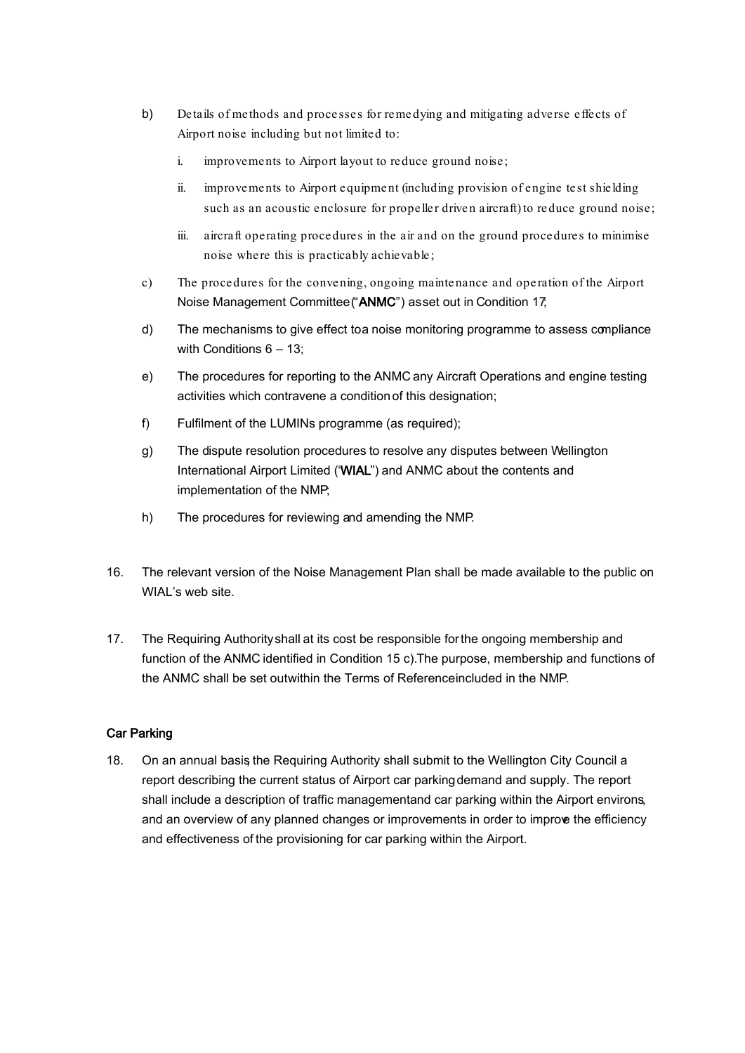b) Details of methods and processes for remedying and mitigating adverse effects of Airport noise including but not limited to:

   i. improvements to Airport layout to reduce ground noise;

   ii. improvements to Airport equipment (including provision of engine test shielding such as an acoustic enclosure for propeller driven aircraft) to reduce ground noise;

   iii. aircraft operating procedures in the air and on the ground procedures to minimise noise where this is practicably achievable;

c) The procedures for the convening, ongoing maintenance and operation of the Airport Noise Management Committee ("**ANMC**") as set out in Condition 17;

d) The mechanisms to give effect to a noise monitoring programme to assess compliance with Conditions 6 – 13;

e) The procedures for reporting to the ANMC any Aircraft Operations and engine testing activities which contravene a condition of this designation;

f) Fulfilment of the LUMINs programme (as required);

g) The dispute resolution procedures to resolve any disputes between Wellington International Airport Limited ("**WIAL**") and ANMC about the contents and implementation of the NMP;

h) The procedures for reviewing and amending the NMP.

16. The relevant version of the Noise Management Plan shall be made available to the public on WIAL's web site.

17. The Requiring Authority shall at its cost be responsible for the ongoing membership and function of the ANMC identified in Condition 15 c). The purpose, membership and functions of the ANMC shall be set out within the Terms of Reference included in the NMP.

## Car Parking

18. On an annual basis, the Requiring Authority shall submit to the Wellington City Council a report describing the current status of Airport car parking demand and supply. The report shall include a description of traffic management and car parking within the Airport environs, and an overview of any planned changes or improvements in order to improve the efficiency and effectiveness of the provisioning for car parking within the Airport.